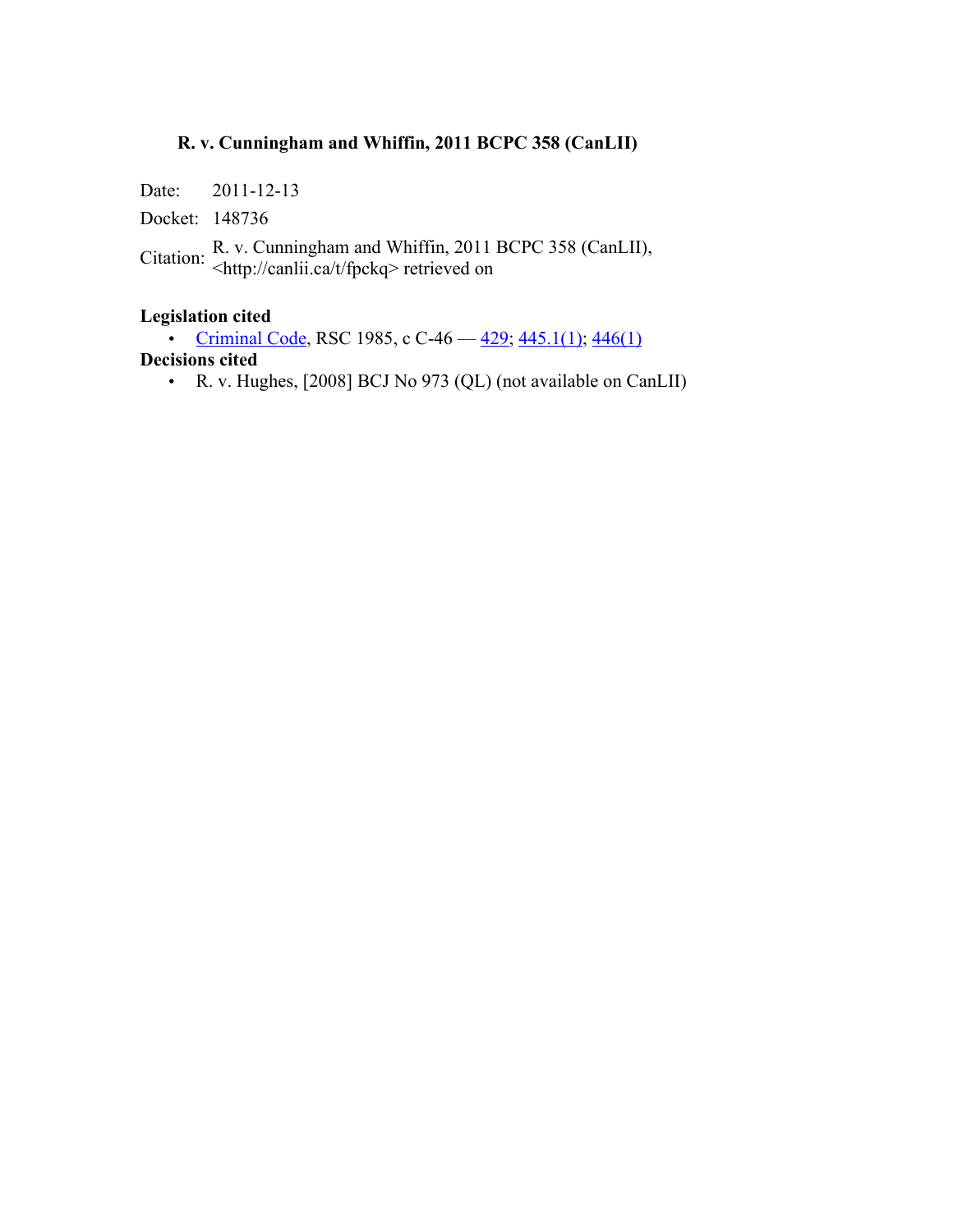# R. v. Cunningham and Whiffin, 2011 BCPC 358 (CanLII)

Date: 2011-12-13

Docket: 148736

Citation: R. v. Cunningham and Whiffin, 2011 BCPC 358 (CanLII), <http://canlii.ca/t/fpckq> retrieved on

**Legislation cited**

- Criminal Code, RSC 1985, c C-46 — 429; 445.1(1); 446(1)

**Decisions cited**

- R. v. Hughes, [2008] BCJ No 973 (QL) (not available on CanLII)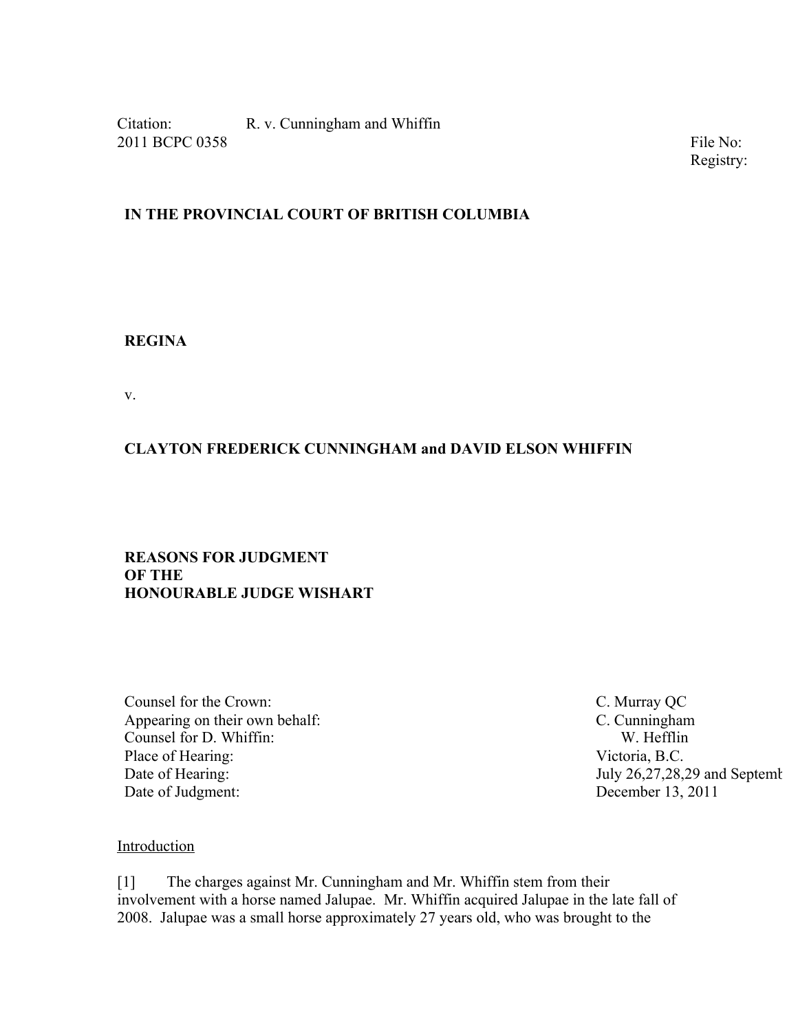Citation: R. v. Cunningham and Whiffin
2011 BCPC 0358

File No:
Registry:

**IN THE PROVINCIAL COURT OF BRITISH COLUMBIA**

**REGINA**

v.

**CLAYTON FREDERICK CUNNINGHAM and DAVID ELSON WHIFFIN**

**REASONS FOR JUDGMENT**
**OF THE**
**HONOURABLE JUDGE WISHART**

| | |
|---|---|
| Counsel for the Crown: | C. Murray QC |
| Appearing on their own behalf: | C. Cunningham |
| Counsel for D. Whiffin: | W. Hefflin |
| Place of Hearing: | Victoria, B.C. |
| Date of Hearing: | July 26,27,28,29 and Septemb |
| Date of Judgment: | December 13, 2011 |

Introduction

[1] The charges against Mr. Cunningham and Mr. Whiffin stem from their involvement with a horse named Jalupae. Mr. Whiffin acquired Jalupae in the late fall of 2008. Jalupae was a small horse approximately 27 years old, who was brought to the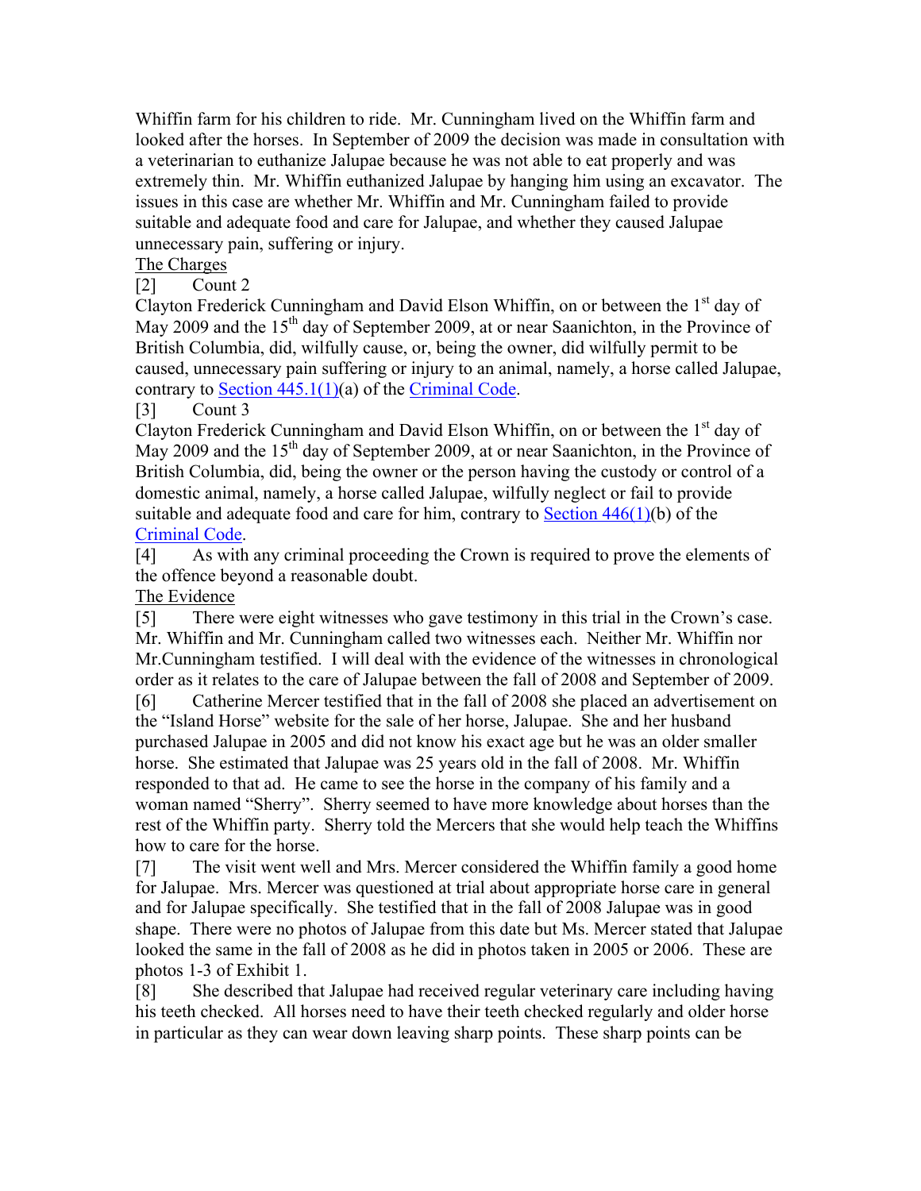Whiffin farm for his children to ride. Mr. Cunningham lived on the Whiffin farm and looked after the horses. In September of 2009 the decision was made in consultation with a veterinarian to euthanize Jalupae because he was not able to eat properly and was extremely thin. Mr. Whiffin euthanized Jalupae by hanging him using an excavator. The issues in this case are whether Mr. Whiffin and Mr. Cunningham failed to provide suitable and adequate food and care for Jalupae, and whether they caused Jalupae unnecessary pain, suffering or injury.

## The Charges

[2] Count 2

Clayton Frederick Cunningham and David Elson Whiffin, on or between the 1st day of May 2009 and the 15th day of September 2009, at or near Saanichton, in the Province of British Columbia, did, wilfully cause, or, being the owner, did wilfully permit to be caused, unnecessary pain suffering or injury to an animal, namely, a horse called Jalupae, contrary to Section 445.1(1)(a) of the Criminal Code.

[3] Count 3

Clayton Frederick Cunningham and David Elson Whiffin, on or between the 1st day of May 2009 and the 15th day of September 2009, at or near Saanichton, in the Province of British Columbia, did, being the owner or the person having the custody or control of a domestic animal, namely, a horse called Jalupae, wilfully neglect or fail to provide suitable and adequate food and care for him, contrary to Section 446(1)(b) of the Criminal Code.

[4] As with any criminal proceeding the Crown is required to prove the elements of the offence beyond a reasonable doubt.

## The Evidence

[5] There were eight witnesses who gave testimony in this trial in the Crown's case. Mr. Whiffin and Mr. Cunningham called two witnesses each. Neither Mr. Whiffin nor Mr.Cunningham testified. I will deal with the evidence of the witnesses in chronological order as it relates to the care of Jalupae between the fall of 2008 and September of 2009.

[6] Catherine Mercer testified that in the fall of 2008 she placed an advertisement on the "Island Horse" website for the sale of her horse, Jalupae. She and her husband purchased Jalupae in 2005 and did not know his exact age but he was an older smaller horse. She estimated that Jalupae was 25 years old in the fall of 2008. Mr. Whiffin responded to that ad. He came to see the horse in the company of his family and a woman named "Sherry". Sherry seemed to have more knowledge about horses than the rest of the Whiffin party. Sherry told the Mercers that she would help teach the Whiffins how to care for the horse.

[7] The visit went well and Mrs. Mercer considered the Whiffin family a good home for Jalupae. Mrs. Mercer was questioned at trial about appropriate horse care in general and for Jalupae specifically. She testified that in the fall of 2008 Jalupae was in good shape. There were no photos of Jalupae from this date but Ms. Mercer stated that Jalupae looked the same in the fall of 2008 as he did in photos taken in 2005 or 2006. These are photos 1-3 of Exhibit 1.

[8] She described that Jalupae had received regular veterinary care including having his teeth checked. All horses need to have their teeth checked regularly and older horse in particular as they can wear down leaving sharp points. These sharp points can be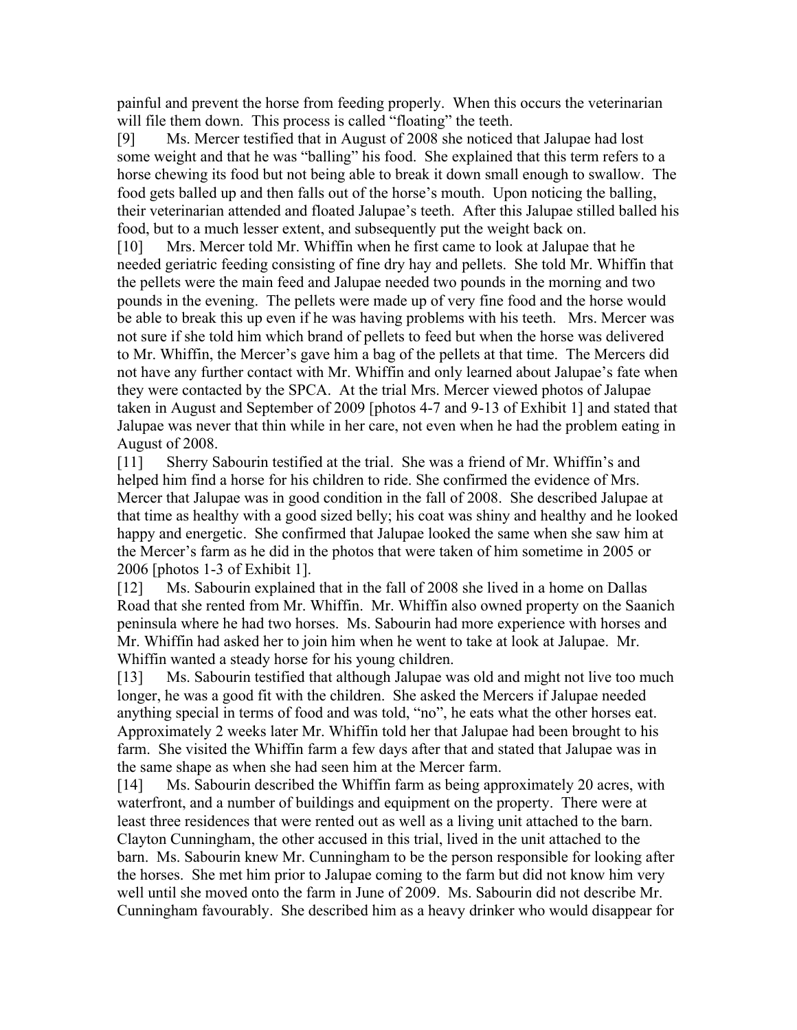painful and prevent the horse from feeding properly. When this occurs the veterinarian will file them down. This process is called "floating" the teeth.

[9] Ms. Mercer testified that in August of 2008 she noticed that Jalupae had lost some weight and that he was "balling" his food. She explained that this term refers to a horse chewing its food but not being able to break it down small enough to swallow. The food gets balled up and then falls out of the horse's mouth. Upon noticing the balling, their veterinarian attended and floated Jalupae's teeth. After this Jalupae stilled balled his food, but to a much lesser extent, and subsequently put the weight back on.

[10] Mrs. Mercer told Mr. Whiffin when he first came to look at Jalupae that he needed geriatric feeding consisting of fine dry hay and pellets. She told Mr. Whiffin that the pellets were the main feed and Jalupae needed two pounds in the morning and two pounds in the evening. The pellets were made up of very fine food and the horse would be able to break this up even if he was having problems with his teeth. Mrs. Mercer was not sure if she told him which brand of pellets to feed but when the horse was delivered to Mr. Whiffin, the Mercer's gave him a bag of the pellets at that time. The Mercers did not have any further contact with Mr. Whiffin and only learned about Jalupae's fate when they were contacted by the SPCA. At the trial Mrs. Mercer viewed photos of Jalupae taken in August and September of 2009 [photos 4-7 and 9-13 of Exhibit 1] and stated that Jalupae was never that thin while in her care, not even when he had the problem eating in August of 2008.

[11] Sherry Sabourin testified at the trial. She was a friend of Mr. Whiffin's and helped him find a horse for his children to ride. She confirmed the evidence of Mrs. Mercer that Jalupae was in good condition in the fall of 2008. She described Jalupae at that time as healthy with a good sized belly; his coat was shiny and healthy and he looked happy and energetic. She confirmed that Jalupae looked the same when she saw him at the Mercer's farm as he did in the photos that were taken of him sometime in 2005 or 2006 [photos 1-3 of Exhibit 1].

[12] Ms. Sabourin explained that in the fall of 2008 she lived in a home on Dallas Road that she rented from Mr. Whiffin. Mr. Whiffin also owned property on the Saanich peninsula where he had two horses. Ms. Sabourin had more experience with horses and Mr. Whiffin had asked her to join him when he went to take at look at Jalupae. Mr. Whiffin wanted a steady horse for his young children.

[13] Ms. Sabourin testified that although Jalupae was old and might not live too much longer, he was a good fit with the children. She asked the Mercers if Jalupae needed anything special in terms of food and was told, "no", he eats what the other horses eat. Approximately 2 weeks later Mr. Whiffin told her that Jalupae had been brought to his farm. She visited the Whiffin farm a few days after that and stated that Jalupae was in the same shape as when she had seen him at the Mercer farm.

[14] Ms. Sabourin described the Whiffin farm as being approximately 20 acres, with waterfront, and a number of buildings and equipment on the property. There were at least three residences that were rented out as well as a living unit attached to the barn. Clayton Cunningham, the other accused in this trial, lived in the unit attached to the barn. Ms. Sabourin knew Mr. Cunningham to be the person responsible for looking after the horses. She met him prior to Jalupae coming to the farm but did not know him very well until she moved onto the farm in June of 2009. Ms. Sabourin did not describe Mr. Cunningham favourably. She described him as a heavy drinker who would disappear for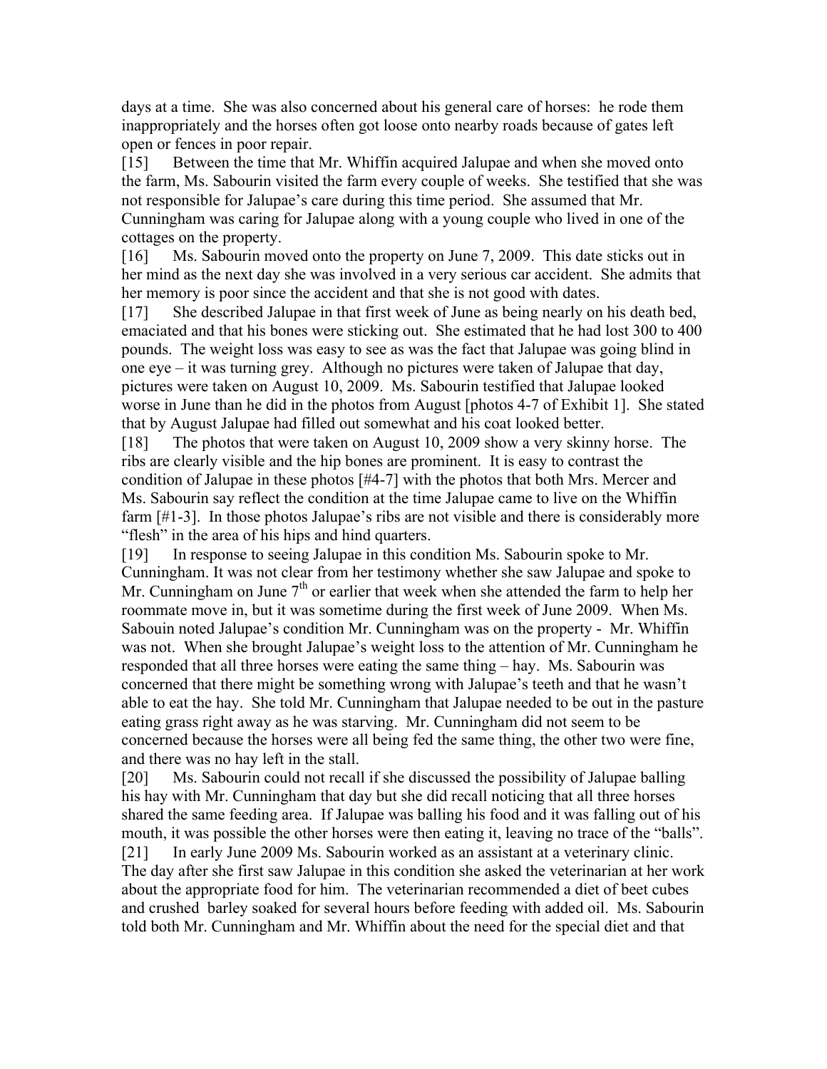days at a time. She was also concerned about his general care of horses: he rode them inappropriately and the horses often got loose onto nearby roads because of gates left open or fences in poor repair.

[15] Between the time that Mr. Whiffin acquired Jalupae and when she moved onto the farm, Ms. Sabourin visited the farm every couple of weeks. She testified that she was not responsible for Jalupae's care during this time period. She assumed that Mr. Cunningham was caring for Jalupae along with a young couple who lived in one of the cottages on the property.

[16] Ms. Sabourin moved onto the property on June 7, 2009. This date sticks out in her mind as the next day she was involved in a very serious car accident. She admits that her memory is poor since the accident and that she is not good with dates.

[17] She described Jalupae in that first week of June as being nearly on his death bed, emaciated and that his bones were sticking out. She estimated that he had lost 300 to 400 pounds. The weight loss was easy to see as was the fact that Jalupae was going blind in one eye – it was turning grey. Although no pictures were taken of Jalupae that day, pictures were taken on August 10, 2009. Ms. Sabourin testified that Jalupae looked worse in June than he did in the photos from August [photos 4-7 of Exhibit 1]. She stated that by August Jalupae had filled out somewhat and his coat looked better.

[18] The photos that were taken on August 10, 2009 show a very skinny horse. The ribs are clearly visible and the hip bones are prominent. It is easy to contrast the condition of Jalupae in these photos [#4-7] with the photos that both Mrs. Mercer and Ms. Sabourin say reflect the condition at the time Jalupae came to live on the Whiffin farm [#1-3]. In those photos Jalupae's ribs are not visible and there is considerably more "flesh" in the area of his hips and hind quarters.

[19] In response to seeing Jalupae in this condition Ms. Sabourin spoke to Mr. Cunningham. It was not clear from her testimony whether she saw Jalupae and spoke to Mr. Cunningham on June 7th or earlier that week when she attended the farm to help her roommate move in, but it was sometime during the first week of June 2009. When Ms. Sabouin noted Jalupae's condition Mr. Cunningham was on the property - Mr. Whiffin was not. When she brought Jalupae's weight loss to the attention of Mr. Cunningham he responded that all three horses were eating the same thing – hay. Ms. Sabourin was concerned that there might be something wrong with Jalupae's teeth and that he wasn't able to eat the hay. She told Mr. Cunningham that Jalupae needed to be out in the pasture eating grass right away as he was starving. Mr. Cunningham did not seem to be concerned because the horses were all being fed the same thing, the other two were fine, and there was no hay left in the stall.

[20] Ms. Sabourin could not recall if she discussed the possibility of Jalupae balling his hay with Mr. Cunningham that day but she did recall noticing that all three horses shared the same feeding area. If Jalupae was balling his food and it was falling out of his mouth, it was possible the other horses were then eating it, leaving no trace of the "balls".

[21] In early June 2009 Ms. Sabourin worked as an assistant at a veterinary clinic. The day after she first saw Jalupae in this condition she asked the veterinarian at her work about the appropriate food for him. The veterinarian recommended a diet of beet cubes and crushed barley soaked for several hours before feeding with added oil. Ms. Sabourin told both Mr. Cunningham and Mr. Whiffin about the need for the special diet and that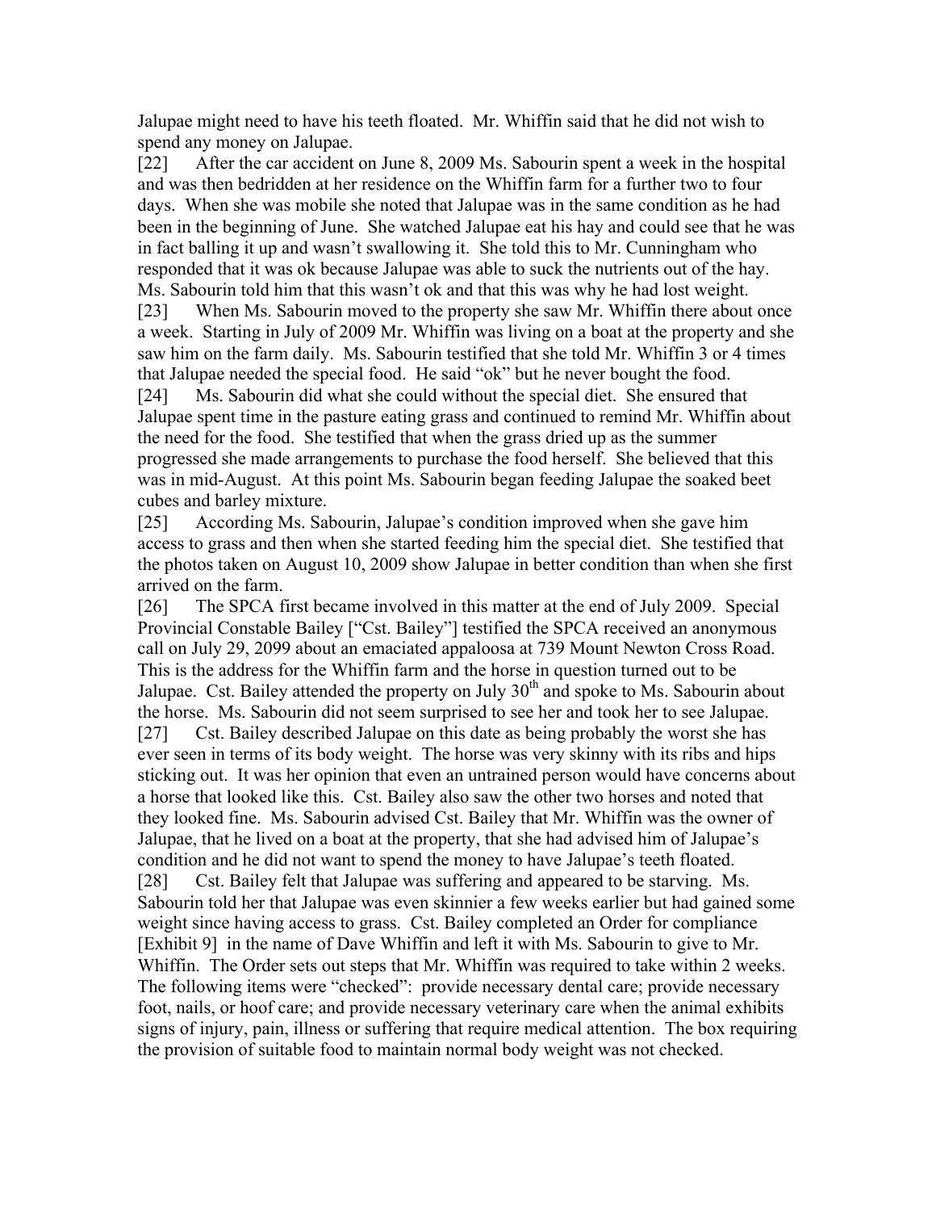Jalupae might need to have his teeth floated. Mr. Whiffin said that he did not wish to spend any money on Jalupae.

[22] After the car accident on June 8, 2009 Ms. Sabourin spent a week in the hospital and was then bedridden at her residence on the Whiffin farm for a further two to four days. When she was mobile she noted that Jalupae was in the same condition as he had been in the beginning of June. She watched Jalupae eat his hay and could see that he was in fact balling it up and wasn't swallowing it. She told this to Mr. Cunningham who responded that it was ok because Jalupae was able to suck the nutrients out of the hay. Ms. Sabourin told him that this wasn't ok and that this was why he had lost weight.

[23] When Ms. Sabourin moved to the property she saw Mr. Whiffin there about once a week. Starting in July of 2009 Mr. Whiffin was living on a boat at the property and she saw him on the farm daily. Ms. Sabourin testified that she told Mr. Whiffin 3 or 4 times that Jalupae needed the special food. He said "ok" but he never bought the food.

[24] Ms. Sabourin did what she could without the special diet. She ensured that Jalupae spent time in the pasture eating grass and continued to remind Mr. Whiffin about the need for the food. She testified that when the grass dried up as the summer progressed she made arrangements to purchase the food herself. She believed that this was in mid-August. At this point Ms. Sabourin began feeding Jalupae the soaked beet cubes and barley mixture.

[25] According Ms. Sabourin, Jalupae's condition improved when she gave him access to grass and then when she started feeding him the special diet. She testified that the photos taken on August 10, 2009 show Jalupae in better condition than when she first arrived on the farm.

[26] The SPCA first became involved in this matter at the end of July 2009. Special Provincial Constable Bailey ["Cst. Bailey"] testified the SPCA received an anonymous call on July 29, 2099 about an emaciated appaloosa at 739 Mount Newton Cross Road. This is the address for the Whiffin farm and the horse in question turned out to be Jalupae. Cst. Bailey attended the property on July 30th and spoke to Ms. Sabourin about the horse. Ms. Sabourin did not seem surprised to see her and took her to see Jalupae.

[27] Cst. Bailey described Jalupae on this date as being probably the worst she has ever seen in terms of its body weight. The horse was very skinny with its ribs and hips sticking out. It was her opinion that even an untrained person would have concerns about a horse that looked like this. Cst. Bailey also saw the other two horses and noted that they looked fine. Ms. Sabourin advised Cst. Bailey that Mr. Whiffin was the owner of Jalupae, that he lived on a boat at the property, that she had advised him of Jalupae's condition and he did not want to spend the money to have Jalupae's teeth floated.

[28] Cst. Bailey felt that Jalupae was suffering and appeared to be starving. Ms. Sabourin told her that Jalupae was even skinnier a few weeks earlier but had gained some weight since having access to grass. Cst. Bailey completed an Order for compliance [Exhibit 9] in the name of Dave Whiffin and left it with Ms. Sabourin to give to Mr. Whiffin. The Order sets out steps that Mr. Whiffin was required to take within 2 weeks. The following items were "checked": provide necessary dental care; provide necessary foot, nails, or hoof care; and provide necessary veterinary care when the animal exhibits signs of injury, pain, illness or suffering that require medical attention. The box requiring the provision of suitable food to maintain normal body weight was not checked.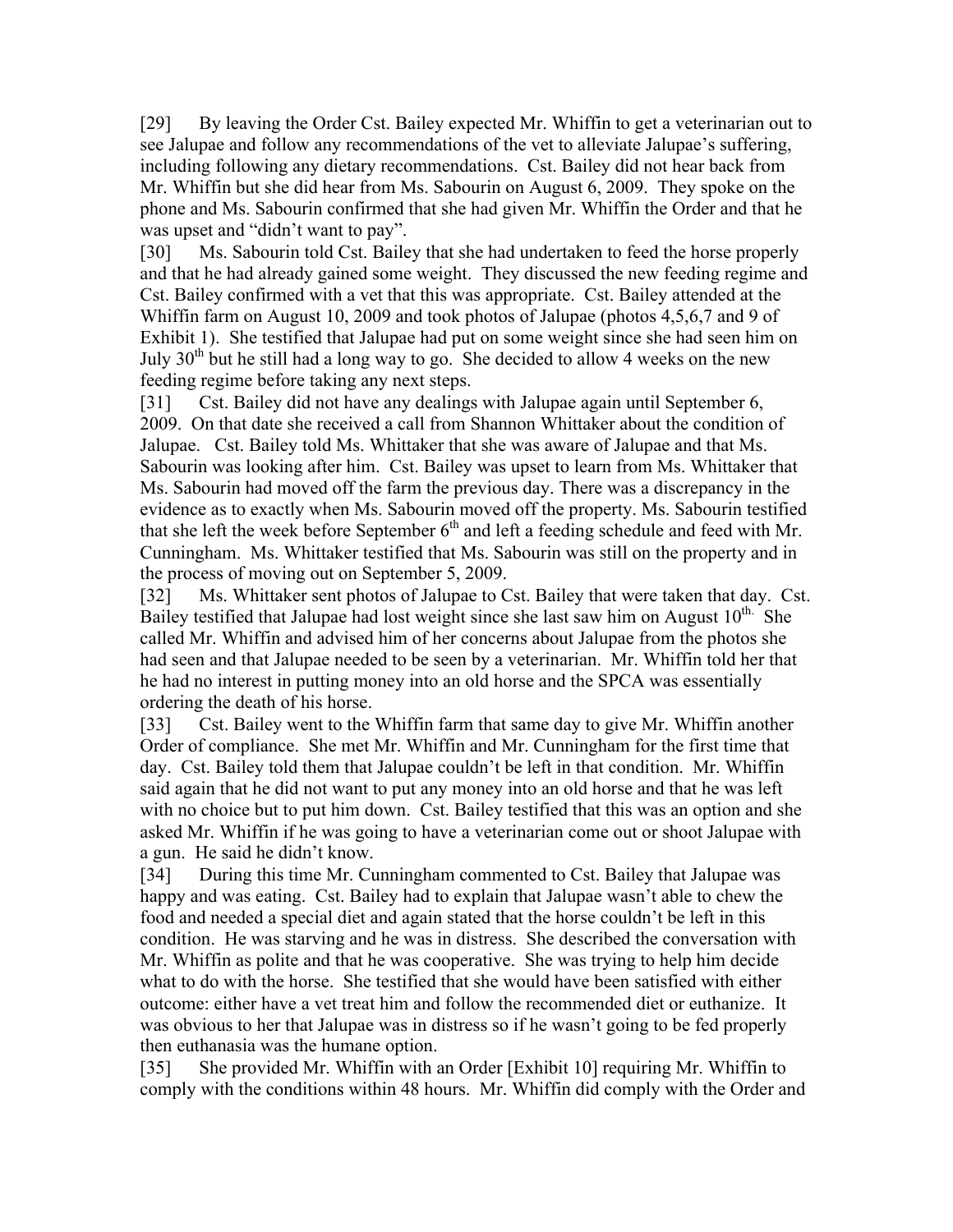[29] By leaving the Order Cst. Bailey expected Mr. Whiffin to get a veterinarian out to see Jalupae and follow any recommendations of the vet to alleviate Jalupae's suffering, including following any dietary recommendations. Cst. Bailey did not hear back from Mr. Whiffin but she did hear from Ms. Sabourin on August 6, 2009. They spoke on the phone and Ms. Sabourin confirmed that she had given Mr. Whiffin the Order and that he was upset and "didn't want to pay".

[30] Ms. Sabourin told Cst. Bailey that she had undertaken to feed the horse properly and that he had already gained some weight. They discussed the new feeding regime and Cst. Bailey confirmed with a vet that this was appropriate. Cst. Bailey attended at the Whiffin farm on August 10, 2009 and took photos of Jalupae (photos 4,5,6,7 and 9 of Exhibit 1). She testified that Jalupae had put on some weight since she had seen him on July 30th but he still had a long way to go. She decided to allow 4 weeks on the new feeding regime before taking any next steps.

[31] Cst. Bailey did not have any dealings with Jalupae again until September 6, 2009. On that date she received a call from Shannon Whittaker about the condition of Jalupae. Cst. Bailey told Ms. Whittaker that she was aware of Jalupae and that Ms. Sabourin was looking after him. Cst. Bailey was upset to learn from Ms. Whittaker that Ms. Sabourin had moved off the farm the previous day. There was a discrepancy in the evidence as to exactly when Ms. Sabourin moved off the property. Ms. Sabourin testified that she left the week before September 6th and left a feeding schedule and feed with Mr. Cunningham. Ms. Whittaker testified that Ms. Sabourin was still on the property and in the process of moving out on September 5, 2009.

[32] Ms. Whittaker sent photos of Jalupae to Cst. Bailey that were taken that day. Cst. Bailey testified that Jalupae had lost weight since she last saw him on August 10th. She called Mr. Whiffin and advised him of her concerns about Jalupae from the photos she had seen and that Jalupae needed to be seen by a veterinarian. Mr. Whiffin told her that he had no interest in putting money into an old horse and the SPCA was essentially ordering the death of his horse.

[33] Cst. Bailey went to the Whiffin farm that same day to give Mr. Whiffin another Order of compliance. She met Mr. Whiffin and Mr. Cunningham for the first time that day. Cst. Bailey told them that Jalupae couldn't be left in that condition. Mr. Whiffin said again that he did not want to put any money into an old horse and that he was left with no choice but to put him down. Cst. Bailey testified that this was an option and she asked Mr. Whiffin if he was going to have a veterinarian come out or shoot Jalupae with a gun. He said he didn't know.

[34] During this time Mr. Cunningham commented to Cst. Bailey that Jalupae was happy and was eating. Cst. Bailey had to explain that Jalupae wasn't able to chew the food and needed a special diet and again stated that the horse couldn't be left in this condition. He was starving and he was in distress. She described the conversation with Mr. Whiffin as polite and that he was cooperative. She was trying to help him decide what to do with the horse. She testified that she would have been satisfied with either outcome: either have a vet treat him and follow the recommended diet or euthanize. It was obvious to her that Jalupae was in distress so if he wasn't going to be fed properly then euthanasia was the humane option.

[35] She provided Mr. Whiffin with an Order [Exhibit 10] requiring Mr. Whiffin to comply with the conditions within 48 hours. Mr. Whiffin did comply with the Order and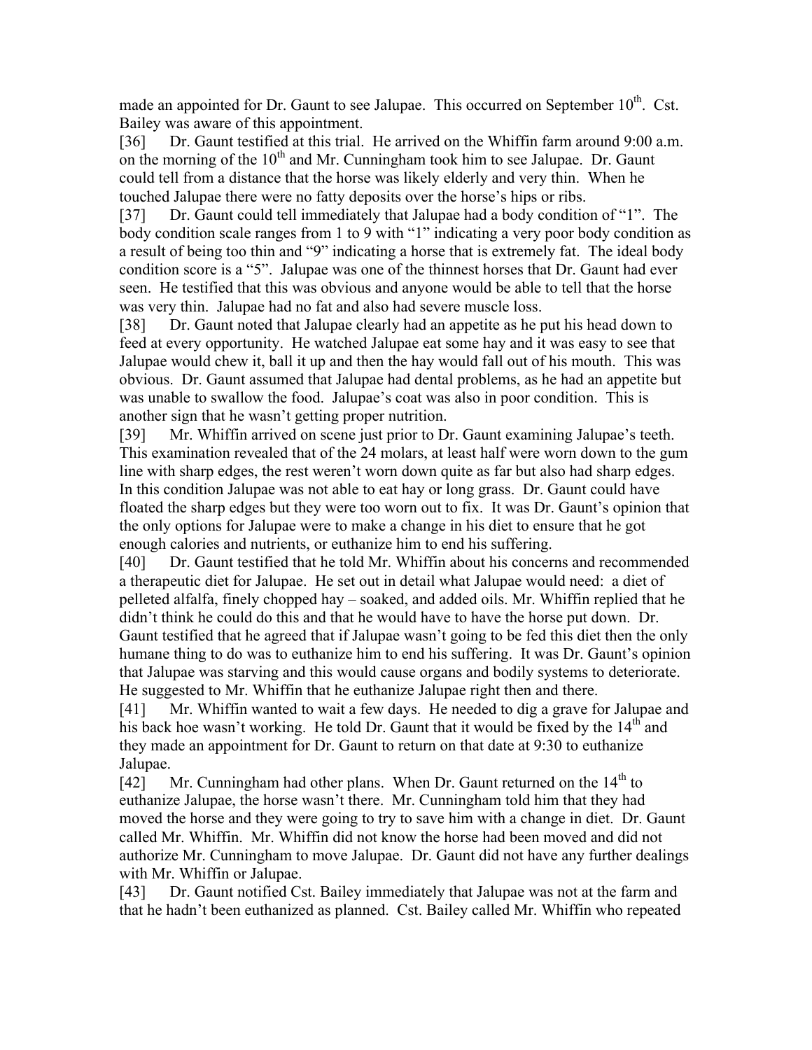made an appointed for Dr. Gaunt to see Jalupae. This occurred on September 10th. Cst. Bailey was aware of this appointment.

[36] Dr. Gaunt testified at this trial. He arrived on the Whiffin farm around 9:00 a.m. on the morning of the 10th and Mr. Cunningham took him to see Jalupae. Dr. Gaunt could tell from a distance that the horse was likely elderly and very thin. When he touched Jalupae there were no fatty deposits over the horse's hips or ribs.

[37] Dr. Gaunt could tell immediately that Jalupae had a body condition of "1". The body condition scale ranges from 1 to 9 with "1" indicating a very poor body condition as a result of being too thin and "9" indicating a horse that is extremely fat. The ideal body condition score is a "5". Jalupae was one of the thinnest horses that Dr. Gaunt had ever seen. He testified that this was obvious and anyone would be able to tell that the horse was very thin. Jalupae had no fat and also had severe muscle loss.

[38] Dr. Gaunt noted that Jalupae clearly had an appetite as he put his head down to feed at every opportunity. He watched Jalupae eat some hay and it was easy to see that Jalupae would chew it, ball it up and then the hay would fall out of his mouth. This was obvious. Dr. Gaunt assumed that Jalupae had dental problems, as he had an appetite but was unable to swallow the food. Jalupae's coat was also in poor condition. This is another sign that he wasn't getting proper nutrition.

[39] Mr. Whiffin arrived on scene just prior to Dr. Gaunt examining Jalupae's teeth. This examination revealed that of the 24 molars, at least half were worn down to the gum line with sharp edges, the rest weren't worn down quite as far but also had sharp edges. In this condition Jalupae was not able to eat hay or long grass. Dr. Gaunt could have floated the sharp edges but they were too worn out to fix. It was Dr. Gaunt's opinion that the only options for Jalupae were to make a change in his diet to ensure that he got enough calories and nutrients, or euthanize him to end his suffering.

[40] Dr. Gaunt testified that he told Mr. Whiffin about his concerns and recommended a therapeutic diet for Jalupae. He set out in detail what Jalupae would need: a diet of pelleted alfalfa, finely chopped hay – soaked, and added oils. Mr. Whiffin replied that he didn't think he could do this and that he would have to have the horse put down. Dr. Gaunt testified that he agreed that if Jalupae wasn't going to be fed this diet then the only humane thing to do was to euthanize him to end his suffering. It was Dr. Gaunt's opinion that Jalupae was starving and this would cause organs and bodily systems to deteriorate. He suggested to Mr. Whiffin that he euthanize Jalupae right then and there.

[41] Mr. Whiffin wanted to wait a few days. He needed to dig a grave for Jalupae and his back hoe wasn't working. He told Dr. Gaunt that it would be fixed by the 14th and they made an appointment for Dr. Gaunt to return on that date at 9:30 to euthanize Jalupae.

[42] Mr. Cunningham had other plans. When Dr. Gaunt returned on the 14th to euthanize Jalupae, the horse wasn't there. Mr. Cunningham told him that they had moved the horse and they were going to try to save him with a change in diet. Dr. Gaunt called Mr. Whiffin. Mr. Whiffin did not know the horse had been moved and did not authorize Mr. Cunningham to move Jalupae. Dr. Gaunt did not have any further dealings with Mr. Whiffin or Jalupae.

[43] Dr. Gaunt notified Cst. Bailey immediately that Jalupae was not at the farm and that he hadn't been euthanized as planned. Cst. Bailey called Mr. Whiffin who repeated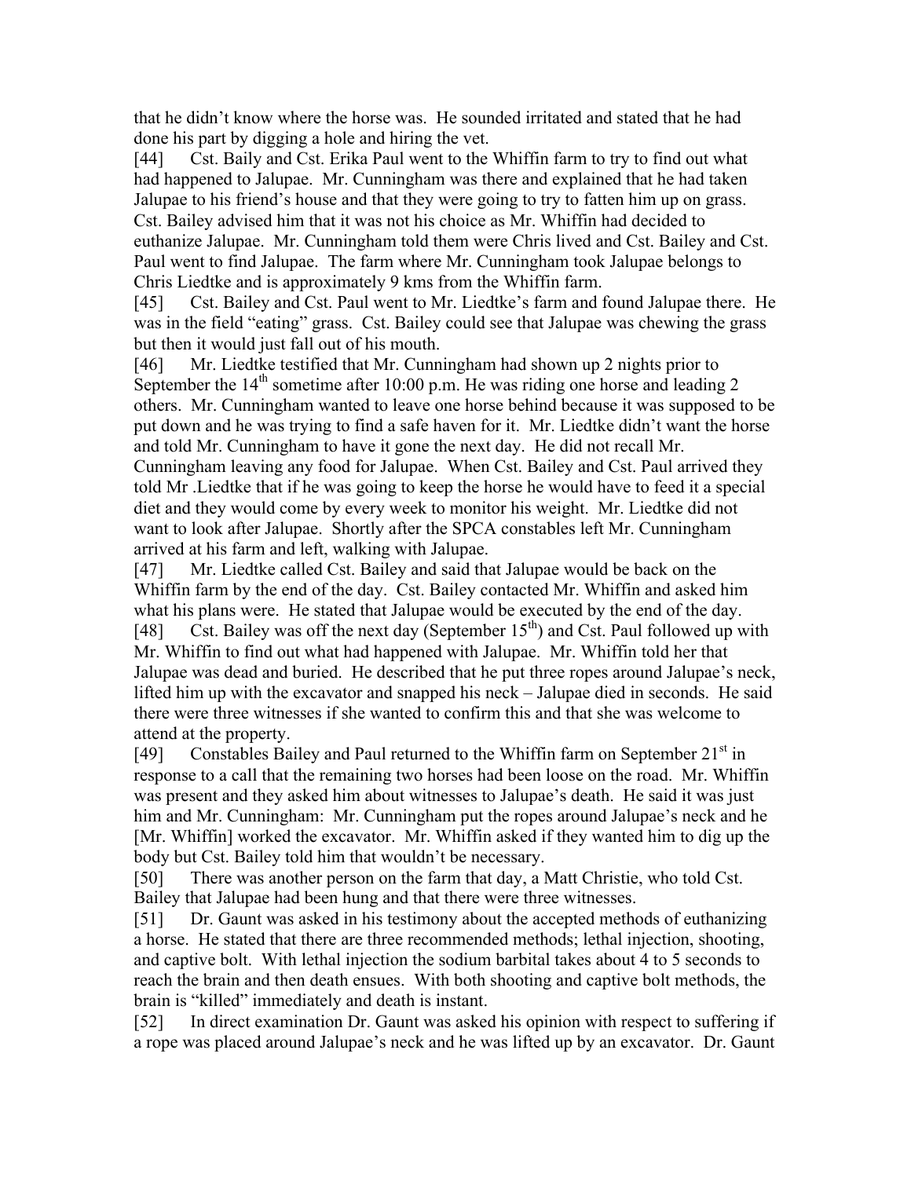that he didn't know where the horse was. He sounded irritated and stated that he had done his part by digging a hole and hiring the vet.

[44] Cst. Baily and Cst. Erika Paul went to the Whiffin farm to try to find out what had happened to Jalupae. Mr. Cunningham was there and explained that he had taken Jalupae to his friend's house and that they were going to try to fatten him up on grass. Cst. Bailey advised him that it was not his choice as Mr. Whiffin had decided to euthanize Jalupae. Mr. Cunningham told them were Chris lived and Cst. Bailey and Cst. Paul went to find Jalupae. The farm where Mr. Cunningham took Jalupae belongs to Chris Liedtke and is approximately 9 kms from the Whiffin farm.

[45] Cst. Bailey and Cst. Paul went to Mr. Liedtke's farm and found Jalupae there. He was in the field "eating" grass. Cst. Bailey could see that Jalupae was chewing the grass but then it would just fall out of his mouth.

[46] Mr. Liedtke testified that Mr. Cunningham had shown up 2 nights prior to September the 14th sometime after 10:00 p.m. He was riding one horse and leading 2 others. Mr. Cunningham wanted to leave one horse behind because it was supposed to be put down and he was trying to find a safe haven for it. Mr. Liedtke didn't want the horse and told Mr. Cunningham to have it gone the next day. He did not recall Mr. Cunningham leaving any food for Jalupae. When Cst. Bailey and Cst. Paul arrived they told Mr .Liedtke that if he was going to keep the horse he would have to feed it a special diet and they would come by every week to monitor his weight. Mr. Liedtke did not want to look after Jalupae. Shortly after the SPCA constables left Mr. Cunningham arrived at his farm and left, walking with Jalupae.

[47] Mr. Liedtke called Cst. Bailey and said that Jalupae would be back on the Whiffin farm by the end of the day. Cst. Bailey contacted Mr. Whiffin and asked him what his plans were. He stated that Jalupae would be executed by the end of the day.

[48] Cst. Bailey was off the next day (September 15th) and Cst. Paul followed up with Mr. Whiffin to find out what had happened with Jalupae. Mr. Whiffin told her that Jalupae was dead and buried. He described that he put three ropes around Jalupae's neck, lifted him up with the excavator and snapped his neck – Jalupae died in seconds. He said there were three witnesses if she wanted to confirm this and that she was welcome to attend at the property.

[49] Constables Bailey and Paul returned to the Whiffin farm on September 21st in response to a call that the remaining two horses had been loose on the road. Mr. Whiffin was present and they asked him about witnesses to Jalupae's death. He said it was just him and Mr. Cunningham: Mr. Cunningham put the ropes around Jalupae's neck and he [Mr. Whiffin] worked the excavator. Mr. Whiffin asked if they wanted him to dig up the body but Cst. Bailey told him that wouldn't be necessary.

[50] There was another person on the farm that day, a Matt Christie, who told Cst. Bailey that Jalupae had been hung and that there were three witnesses.

[51] Dr. Gaunt was asked in his testimony about the accepted methods of euthanizing a horse. He stated that there are three recommended methods; lethal injection, shooting, and captive bolt. With lethal injection the sodium barbital takes about 4 to 5 seconds to reach the brain and then death ensues. With both shooting and captive bolt methods, the brain is "killed" immediately and death is instant.

[52] In direct examination Dr. Gaunt was asked his opinion with respect to suffering if a rope was placed around Jalupae's neck and he was lifted up by an excavator. Dr. Gaunt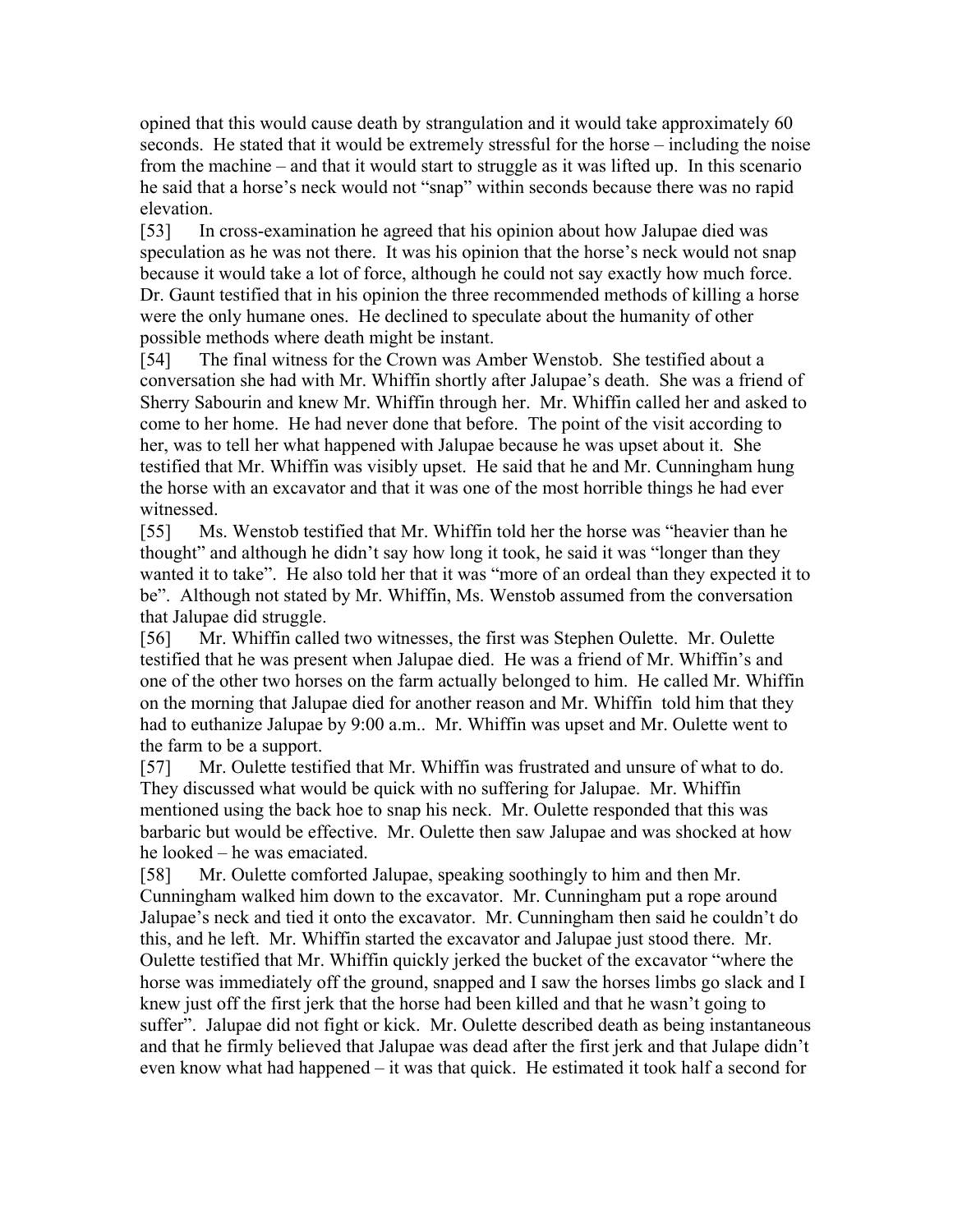opined that this would cause death by strangulation and it would take approximately 60 seconds. He stated that it would be extremely stressful for the horse – including the noise from the machine – and that it would start to struggle as it was lifted up. In this scenario he said that a horse's neck would not "snap" within seconds because there was no rapid elevation.

[53] In cross-examination he agreed that his opinion about how Jalupae died was speculation as he was not there. It was his opinion that the horse's neck would not snap because it would take a lot of force, although he could not say exactly how much force. Dr. Gaunt testified that in his opinion the three recommended methods of killing a horse were the only humane ones. He declined to speculate about the humanity of other possible methods where death might be instant.

[54] The final witness for the Crown was Amber Wenstob. She testified about a conversation she had with Mr. Whiffin shortly after Jalupae's death. She was a friend of Sherry Sabourin and knew Mr. Whiffin through her. Mr. Whiffin called her and asked to come to her home. He had never done that before. The point of the visit according to her, was to tell her what happened with Jalupae because he was upset about it. She testified that Mr. Whiffin was visibly upset. He said that he and Mr. Cunningham hung the horse with an excavator and that it was one of the most horrible things he had ever witnessed.

[55] Ms. Wenstob testified that Mr. Whiffin told her the horse was "heavier than he thought" and although he didn't say how long it took, he said it was "longer than they wanted it to take". He also told her that it was "more of an ordeal than they expected it to be". Although not stated by Mr. Whiffin, Ms. Wenstob assumed from the conversation that Jalupae did struggle.

[56] Mr. Whiffin called two witnesses, the first was Stephen Oulette. Mr. Oulette testified that he was present when Jalupae died. He was a friend of Mr. Whiffin's and one of the other two horses on the farm actually belonged to him. He called Mr. Whiffin on the morning that Jalupae died for another reason and Mr. Whiffin told him that they had to euthanize Jalupae by 9:00 a.m.. Mr. Whiffin was upset and Mr. Oulette went to the farm to be a support.

[57] Mr. Oulette testified that Mr. Whiffin was frustrated and unsure of what to do. They discussed what would be quick with no suffering for Jalupae. Mr. Whiffin mentioned using the back hoe to snap his neck. Mr. Oulette responded that this was barbaric but would be effective. Mr. Oulette then saw Jalupae and was shocked at how he looked – he was emaciated.

[58] Mr. Oulette comforted Jalupae, speaking soothingly to him and then Mr. Cunningham walked him down to the excavator. Mr. Cunningham put a rope around Jalupae's neck and tied it onto the excavator. Mr. Cunningham then said he couldn't do this, and he left. Mr. Whiffin started the excavator and Jalupae just stood there. Mr. Oulette testified that Mr. Whiffin quickly jerked the bucket of the excavator "where the horse was immediately off the ground, snapped and I saw the horses limbs go slack and I knew just off the first jerk that the horse had been killed and that he wasn't going to suffer". Jalupae did not fight or kick. Mr. Oulette described death as being instantaneous and that he firmly believed that Jalupae was dead after the first jerk and that Julape didn't even know what had happened – it was that quick. He estimated it took half a second for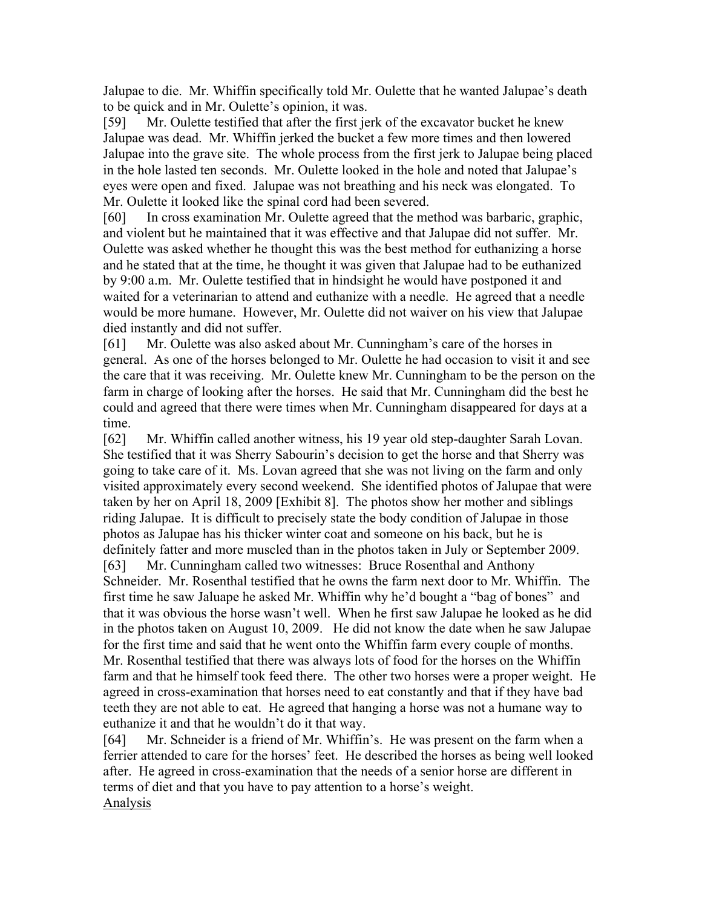Jalupae to die. Mr. Whiffin specifically told Mr. Oulette that he wanted Jalupae's death to be quick and in Mr. Oulette's opinion, it was.

[59] Mr. Oulette testified that after the first jerk of the excavator bucket he knew Jalupae was dead. Mr. Whiffin jerked the bucket a few more times and then lowered Jalupae into the grave site. The whole process from the first jerk to Jalupae being placed in the hole lasted ten seconds. Mr. Oulette looked in the hole and noted that Jalupae's eyes were open and fixed. Jalupae was not breathing and his neck was elongated. To Mr. Oulette it looked like the spinal cord had been severed.

[60] In cross examination Mr. Oulette agreed that the method was barbaric, graphic, and violent but he maintained that it was effective and that Jalupae did not suffer. Mr. Oulette was asked whether he thought this was the best method for euthanizing a horse and he stated that at the time, he thought it was given that Jalupae had to be euthanized by 9:00 a.m. Mr. Oulette testified that in hindsight he would have postponed it and waited for a veterinarian to attend and euthanize with a needle. He agreed that a needle would be more humane. However, Mr. Oulette did not waiver on his view that Jalupae died instantly and did not suffer.

[61] Mr. Oulette was also asked about Mr. Cunningham's care of the horses in general. As one of the horses belonged to Mr. Oulette he had occasion to visit it and see the care that it was receiving. Mr. Oulette knew Mr. Cunningham to be the person on the farm in charge of looking after the horses. He said that Mr. Cunningham did the best he could and agreed that there were times when Mr. Cunningham disappeared for days at a time.

[62] Mr. Whiffin called another witness, his 19 year old step-daughter Sarah Lovan. She testified that it was Sherry Sabourin's decision to get the horse and that Sherry was going to take care of it. Ms. Lovan agreed that she was not living on the farm and only visited approximately every second weekend. She identified photos of Jalupae that were taken by her on April 18, 2009 [Exhibit 8]. The photos show her mother and siblings riding Jalupae. It is difficult to precisely state the body condition of Jalupae in those photos as Jalupae has his thicker winter coat and someone on his back, but he is definitely fatter and more muscled than in the photos taken in July or September 2009.

[63] Mr. Cunningham called two witnesses: Bruce Rosenthal and Anthony Schneider. Mr. Rosenthal testified that he owns the farm next door to Mr. Whiffin. The first time he saw Jaluape he asked Mr. Whiffin why he'd bought a "bag of bones" and that it was obvious the horse wasn't well. When he first saw Jalupae he looked as he did in the photos taken on August 10, 2009. He did not know the date when he saw Jalupae for the first time and said that he went onto the Whiffin farm every couple of months. Mr. Rosenthal testified that there was always lots of food for the horses on the Whiffin farm and that he himself took feed there. The other two horses were a proper weight. He agreed in cross-examination that horses need to eat constantly and that if they have bad teeth they are not able to eat. He agreed that hanging a horse was not a humane way to euthanize it and that he wouldn't do it that way.

[64] Mr. Schneider is a friend of Mr. Whiffin's. He was present on the farm when a ferrier attended to care for the horses' feet. He described the horses as being well looked after. He agreed in cross-examination that the needs of a senior horse are different in terms of diet and that you have to pay attention to a horse's weight.

## Analysis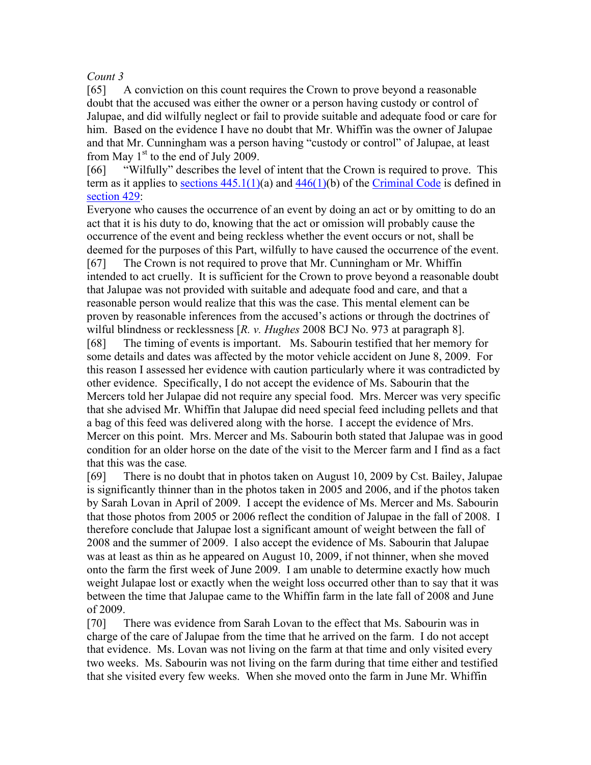*Count 3*

[65] A conviction on this count requires the Crown to prove beyond a reasonable doubt that the accused was either the owner or a person having custody or control of Jalupae, and did wilfully neglect or fail to provide suitable and adequate food or care for him. Based on the evidence I have no doubt that Mr. Whiffin was the owner of Jalupae and that Mr. Cunningham was a person having "custody or control" of Jalupae, at least from May 1st to the end of July 2009.

[66] "Wilfully" describes the level of intent that the Crown is required to prove. This term as it applies to sections 445.1(1)(a) and 446(1)(b) of the Criminal Code is defined in section 429:

Everyone who causes the occurrence of an event by doing an act or by omitting to do an act that it is his duty to do, knowing that the act or omission will probably cause the occurrence of the event and being reckless whether the event occurs or not, shall be deemed for the purposes of this Part, wilfully to have caused the occurrence of the event.

[67] The Crown is not required to prove that Mr. Cunningham or Mr. Whiffin intended to act cruelly. It is sufficient for the Crown to prove beyond a reasonable doubt that Jalupae was not provided with suitable and adequate food and care, and that a reasonable person would realize that this was the case. This mental element can be proven by reasonable inferences from the accused's actions or through the doctrines of wilful blindness or recklessness [*R. v. Hughes* 2008 BCJ No. 973 at paragraph 8].

[68] The timing of events is important. Ms. Sabourin testified that her memory for some details and dates was affected by the motor vehicle accident on June 8, 2009. For this reason I assessed her evidence with caution particularly where it was contradicted by other evidence. Specifically, I do not accept the evidence of Ms. Sabourin that the Mercers told her Julapae did not require any special food. Mrs. Mercer was very specific that she advised Mr. Whiffin that Jalupae did need special feed including pellets and that a bag of this feed was delivered along with the horse. I accept the evidence of Mrs. Mercer on this point. Mrs. Mercer and Ms. Sabourin both stated that Jalupae was in good condition for an older horse on the date of the visit to the Mercer farm and I find as a fact that this was the case*.*

[69] There is no doubt that in photos taken on August 10, 2009 by Cst. Bailey, Jalupae is significantly thinner than in the photos taken in 2005 and 2006, and if the photos taken by Sarah Lovan in April of 2009. I accept the evidence of Ms. Mercer and Ms. Sabourin that those photos from 2005 or 2006 reflect the condition of Jalupae in the fall of 2008. I therefore conclude that Jalupae lost a significant amount of weight between the fall of 2008 and the summer of 2009. I also accept the evidence of Ms. Sabourin that Jalupae was at least as thin as he appeared on August 10, 2009, if not thinner, when she moved onto the farm the first week of June 2009. I am unable to determine exactly how much weight Julapae lost or exactly when the weight loss occurred other than to say that it was between the time that Jalupae came to the Whiffin farm in the late fall of 2008 and June of 2009.

[70] There was evidence from Sarah Lovan to the effect that Ms. Sabourin was in charge of the care of Jalupae from the time that he arrived on the farm. I do not accept that evidence. Ms. Lovan was not living on the farm at that time and only visited every two weeks. Ms. Sabourin was not living on the farm during that time either and testified that she visited every few weeks. When she moved onto the farm in June Mr. Whiffin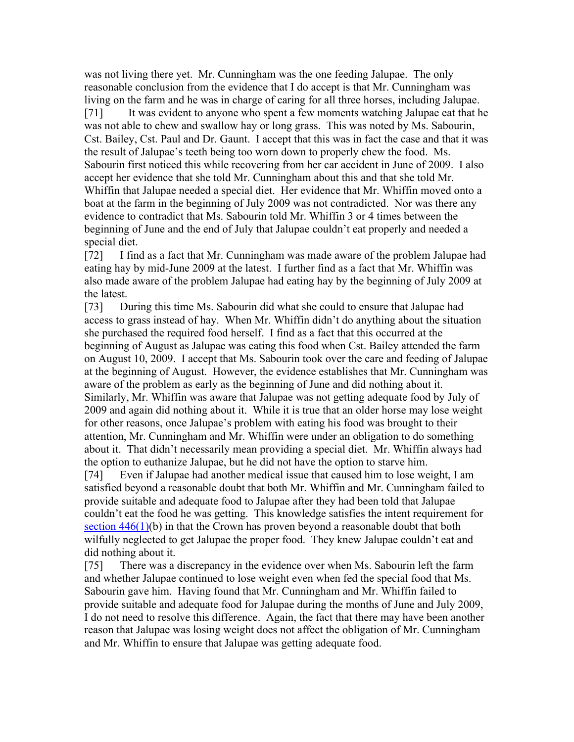was not living there yet. Mr. Cunningham was the one feeding Jalupae. The only reasonable conclusion from the evidence that I do accept is that Mr. Cunningham was living on the farm and he was in charge of caring for all three horses, including Jalupae.

[71] It was evident to anyone who spent a few moments watching Jalupae eat that he was not able to chew and swallow hay or long grass. This was noted by Ms. Sabourin, Cst. Bailey, Cst. Paul and Dr. Gaunt. I accept that this was in fact the case and that it was the result of Jalupae's teeth being too worn down to properly chew the food. Ms. Sabourin first noticed this while recovering from her car accident in June of 2009. I also accept her evidence that she told Mr. Cunningham about this and that she told Mr. Whiffin that Jalupae needed a special diet. Her evidence that Mr. Whiffin moved onto a boat at the farm in the beginning of July 2009 was not contradicted. Nor was there any evidence to contradict that Ms. Sabourin told Mr. Whiffin 3 or 4 times between the beginning of June and the end of July that Jalupae couldn't eat properly and needed a special diet.

[72] I find as a fact that Mr. Cunningham was made aware of the problem Jalupae had eating hay by mid-June 2009 at the latest. I further find as a fact that Mr. Whiffin was also made aware of the problem Jalupae had eating hay by the beginning of July 2009 at the latest.

[73] During this time Ms. Sabourin did what she could to ensure that Jalupae had access to grass instead of hay. When Mr. Whiffin didn't do anything about the situation she purchased the required food herself. I find as a fact that this occurred at the beginning of August as Jalupae was eating this food when Cst. Bailey attended the farm on August 10, 2009. I accept that Ms. Sabourin took over the care and feeding of Jalupae at the beginning of August. However, the evidence establishes that Mr. Cunningham was aware of the problem as early as the beginning of June and did nothing about it. Similarly, Mr. Whiffin was aware that Jalupae was not getting adequate food by July of 2009 and again did nothing about it. While it is true that an older horse may lose weight for other reasons, once Jalupae's problem with eating his food was brought to their attention, Mr. Cunningham and Mr. Whiffin were under an obligation to do something about it. That didn't necessarily mean providing a special diet. Mr. Whiffin always had the option to euthanize Jalupae, but he did not have the option to starve him.

[74] Even if Jalupae had another medical issue that caused him to lose weight, I am satisfied beyond a reasonable doubt that both Mr. Whiffin and Mr. Cunningham failed to provide suitable and adequate food to Jalupae after they had been told that Jalupae couldn't eat the food he was getting. This knowledge satisfies the intent requirement for section 446(1)(b) in that the Crown has proven beyond a reasonable doubt that both wilfully neglected to get Jalupae the proper food. They knew Jalupae couldn't eat and did nothing about it.

[75] There was a discrepancy in the evidence over when Ms. Sabourin left the farm and whether Jalupae continued to lose weight even when fed the special food that Ms. Sabourin gave him. Having found that Mr. Cunningham and Mr. Whiffin failed to provide suitable and adequate food for Jalupae during the months of June and July 2009, I do not need to resolve this difference. Again, the fact that there may have been another reason that Jalupae was losing weight does not affect the obligation of Mr. Cunningham and Mr. Whiffin to ensure that Jalupae was getting adequate food.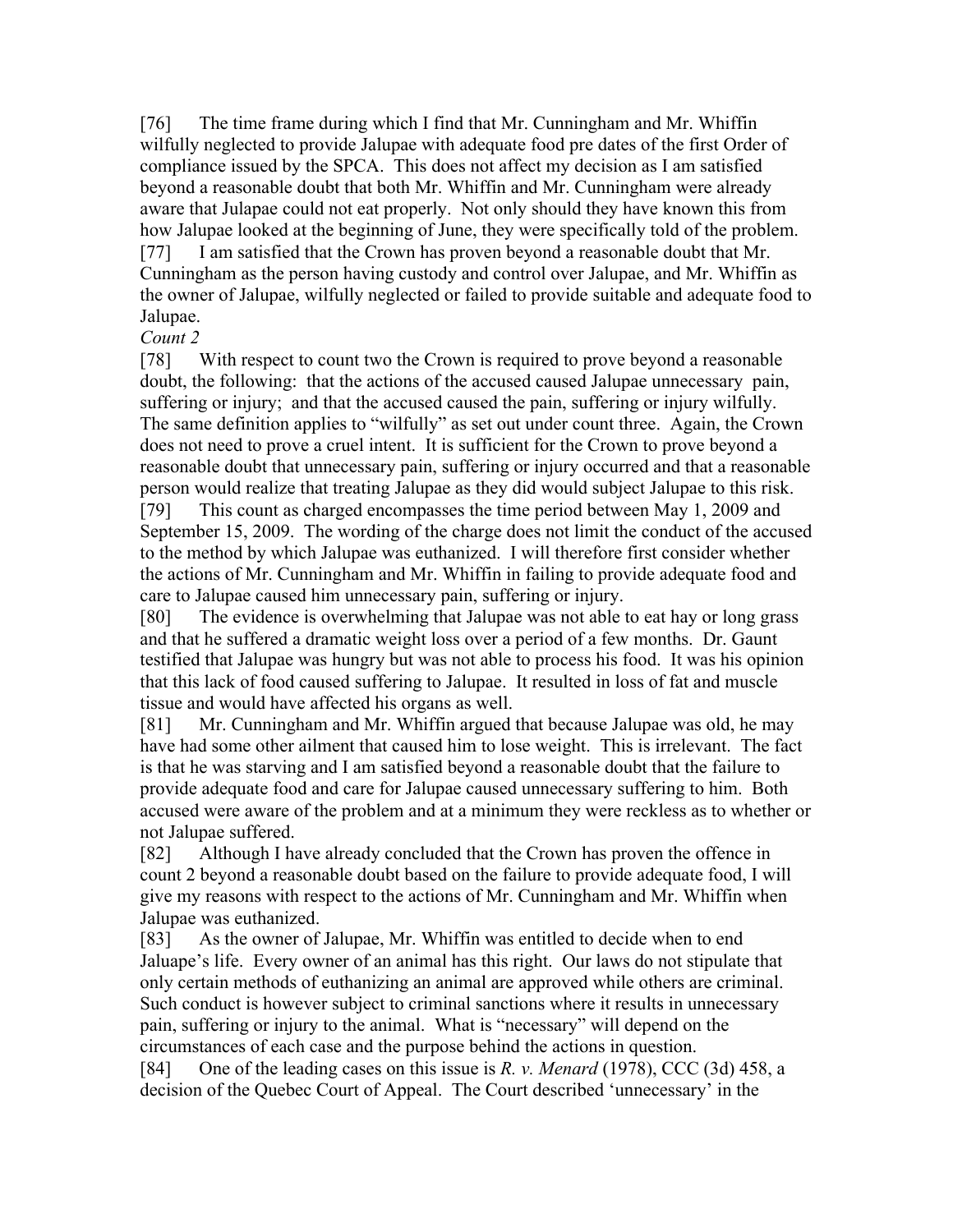[76] The time frame during which I find that Mr. Cunningham and Mr. Whiffin wilfully neglected to provide Jalupae with adequate food pre dates of the first Order of compliance issued by the SPCA. This does not affect my decision as I am satisfied beyond a reasonable doubt that both Mr. Whiffin and Mr. Cunningham were already aware that Julapae could not eat properly. Not only should they have known this from how Jalupae looked at the beginning of June, they were specifically told of the problem.

[77] I am satisfied that the Crown has proven beyond a reasonable doubt that Mr. Cunningham as the person having custody and control over Jalupae, and Mr. Whiffin as the owner of Jalupae, wilfully neglected or failed to provide suitable and adequate food to Jalupae.

*Count 2*

[78] With respect to count two the Crown is required to prove beyond a reasonable doubt, the following: that the actions of the accused caused Jalupae unnecessary pain, suffering or injury; and that the accused caused the pain, suffering or injury wilfully. The same definition applies to "wilfully" as set out under count three. Again, the Crown does not need to prove a cruel intent. It is sufficient for the Crown to prove beyond a reasonable doubt that unnecessary pain, suffering or injury occurred and that a reasonable person would realize that treating Jalupae as they did would subject Jalupae to this risk.

[79] This count as charged encompasses the time period between May 1, 2009 and September 15, 2009. The wording of the charge does not limit the conduct of the accused to the method by which Jalupae was euthanized. I will therefore first consider whether the actions of Mr. Cunningham and Mr. Whiffin in failing to provide adequate food and care to Jalupae caused him unnecessary pain, suffering or injury.

[80] The evidence is overwhelming that Jalupae was not able to eat hay or long grass and that he suffered a dramatic weight loss over a period of a few months. Dr. Gaunt testified that Jalupae was hungry but was not able to process his food. It was his opinion that this lack of food caused suffering to Jalupae. It resulted in loss of fat and muscle tissue and would have affected his organs as well.

[81] Mr. Cunningham and Mr. Whiffin argued that because Jalupae was old, he may have had some other ailment that caused him to lose weight. This is irrelevant. The fact is that he was starving and I am satisfied beyond a reasonable doubt that the failure to provide adequate food and care for Jalupae caused unnecessary suffering to him. Both accused were aware of the problem and at a minimum they were reckless as to whether or not Jalupae suffered.

[82] Although I have already concluded that the Crown has proven the offence in count 2 beyond a reasonable doubt based on the failure to provide adequate food, I will give my reasons with respect to the actions of Mr. Cunningham and Mr. Whiffin when Jalupae was euthanized.

[83] As the owner of Jalupae, Mr. Whiffin was entitled to decide when to end Jaluape's life. Every owner of an animal has this right. Our laws do not stipulate that only certain methods of euthanizing an animal are approved while others are criminal. Such conduct is however subject to criminal sanctions where it results in unnecessary pain, suffering or injury to the animal. What is "necessary" will depend on the circumstances of each case and the purpose behind the actions in question.

[84] One of the leading cases on this issue is *R. v. Menard* (1978), CCC (3d) 458, a decision of the Quebec Court of Appeal. The Court described 'unnecessary' in the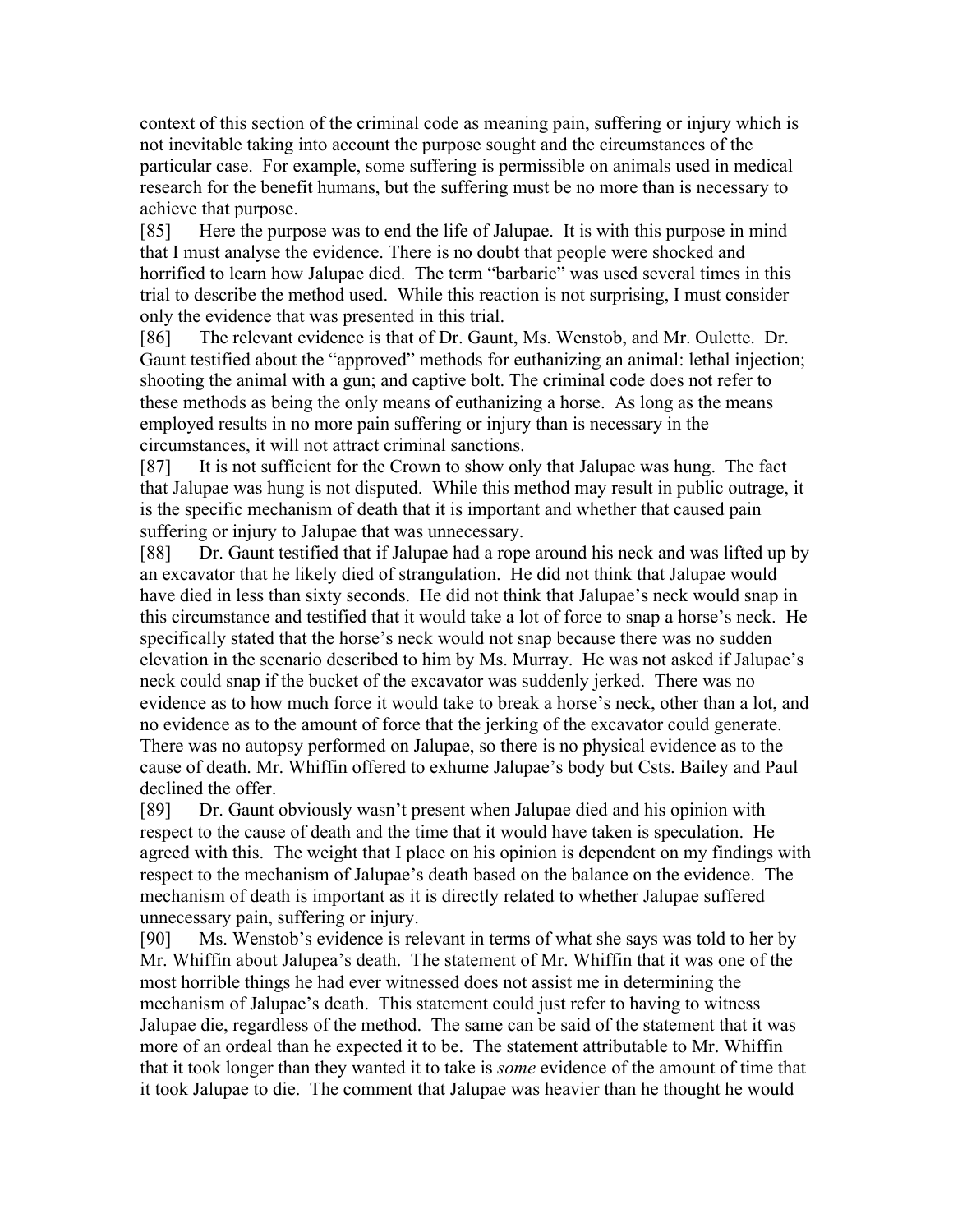context of this section of the criminal code as meaning pain, suffering or injury which is not inevitable taking into account the purpose sought and the circumstances of the particular case. For example, some suffering is permissible on animals used in medical research for the benefit humans, but the suffering must be no more than is necessary to achieve that purpose.

[85] Here the purpose was to end the life of Jalupae. It is with this purpose in mind that I must analyse the evidence. There is no doubt that people were shocked and horrified to learn how Jalupae died. The term "barbaric" was used several times in this trial to describe the method used. While this reaction is not surprising, I must consider only the evidence that was presented in this trial.

[86] The relevant evidence is that of Dr. Gaunt, Ms. Wenstob, and Mr. Oulette. Dr. Gaunt testified about the "approved" methods for euthanizing an animal: lethal injection; shooting the animal with a gun; and captive bolt. The criminal code does not refer to these methods as being the only means of euthanizing a horse. As long as the means employed results in no more pain suffering or injury than is necessary in the circumstances, it will not attract criminal sanctions.

[87] It is not sufficient for the Crown to show only that Jalupae was hung. The fact that Jalupae was hung is not disputed. While this method may result in public outrage, it is the specific mechanism of death that it is important and whether that caused pain suffering or injury to Jalupae that was unnecessary.

[88] Dr. Gaunt testified that if Jalupae had a rope around his neck and was lifted up by an excavator that he likely died of strangulation. He did not think that Jalupae would have died in less than sixty seconds. He did not think that Jalupae's neck would snap in this circumstance and testified that it would take a lot of force to snap a horse's neck. He specifically stated that the horse's neck would not snap because there was no sudden elevation in the scenario described to him by Ms. Murray. He was not asked if Jalupae's neck could snap if the bucket of the excavator was suddenly jerked. There was no evidence as to how much force it would take to break a horse's neck, other than a lot, and no evidence as to the amount of force that the jerking of the excavator could generate. There was no autopsy performed on Jalupae, so there is no physical evidence as to the cause of death. Mr. Whiffin offered to exhume Jalupae's body but Csts. Bailey and Paul declined the offer.

[89] Dr. Gaunt obviously wasn't present when Jalupae died and his opinion with respect to the cause of death and the time that it would have taken is speculation. He agreed with this. The weight that I place on his opinion is dependent on my findings with respect to the mechanism of Jalupae's death based on the balance on the evidence. The mechanism of death is important as it is directly related to whether Jalupae suffered unnecessary pain, suffering or injury.

[90] Ms. Wenstob's evidence is relevant in terms of what she says was told to her by Mr. Whiffin about Jalupea's death. The statement of Mr. Whiffin that it was one of the most horrible things he had ever witnessed does not assist me in determining the mechanism of Jalupae's death. This statement could just refer to having to witness Jalupae die, regardless of the method. The same can be said of the statement that it was more of an ordeal than he expected it to be. The statement attributable to Mr. Whiffin that it took longer than they wanted it to take is *some* evidence of the amount of time that it took Jalupae to die. The comment that Jalupae was heavier than he thought he would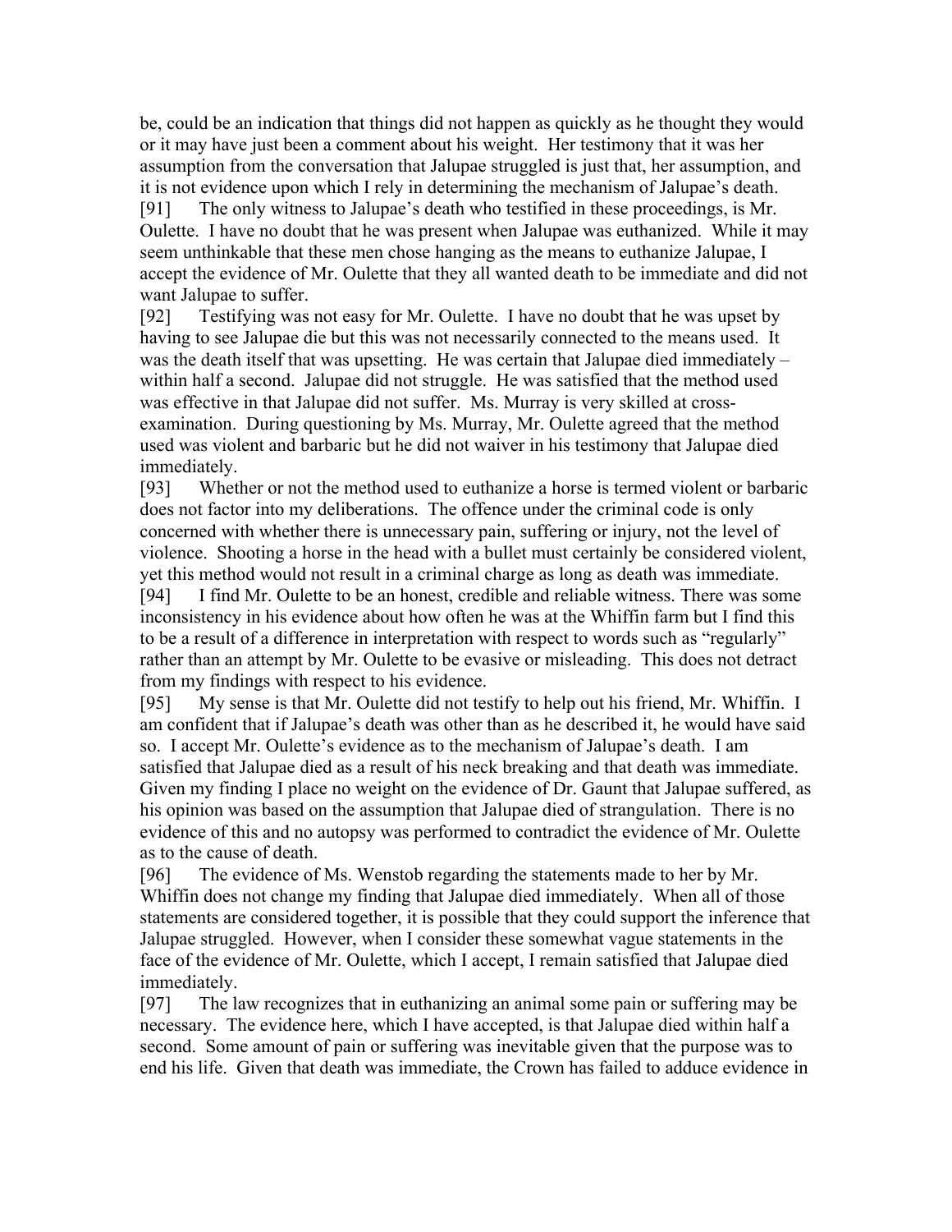be, could be an indication that things did not happen as quickly as he thought they would or it may have just been a comment about his weight. Her testimony that it was her assumption from the conversation that Jalupae struggled is just that, her assumption, and it is not evidence upon which I rely in determining the mechanism of Jalupae's death.

[91] The only witness to Jalupae's death who testified in these proceedings, is Mr. Oulette. I have no doubt that he was present when Jalupae was euthanized. While it may seem unthinkable that these men chose hanging as the means to euthanize Jalupae, I accept the evidence of Mr. Oulette that they all wanted death to be immediate and did not want Jalupae to suffer.

[92] Testifying was not easy for Mr. Oulette. I have no doubt that he was upset by having to see Jalupae die but this was not necessarily connected to the means used. It was the death itself that was upsetting. He was certain that Jalupae died immediately – within half a second. Jalupae did not struggle. He was satisfied that the method used was effective in that Jalupae did not suffer. Ms. Murray is very skilled at cross-examination. During questioning by Ms. Murray, Mr. Oulette agreed that the method used was violent and barbaric but he did not waiver in his testimony that Jalupae died immediately.

[93] Whether or not the method used to euthanize a horse is termed violent or barbaric does not factor into my deliberations. The offence under the criminal code is only concerned with whether there is unnecessary pain, suffering or injury, not the level of violence. Shooting a horse in the head with a bullet must certainly be considered violent, yet this method would not result in a criminal charge as long as death was immediate.

[94] I find Mr. Oulette to be an honest, credible and reliable witness. There was some inconsistency in his evidence about how often he was at the Whiffin farm but I find this to be a result of a difference in interpretation with respect to words such as "regularly" rather than an attempt by Mr. Oulette to be evasive or misleading. This does not detract from my findings with respect to his evidence.

[95] My sense is that Mr. Oulette did not testify to help out his friend, Mr. Whiffin. I am confident that if Jalupae's death was other than as he described it, he would have said so. I accept Mr. Oulette's evidence as to the mechanism of Jalupae's death. I am satisfied that Jalupae died as a result of his neck breaking and that death was immediate. Given my finding I place no weight on the evidence of Dr. Gaunt that Jalupae suffered, as his opinion was based on the assumption that Jalupae died of strangulation. There is no evidence of this and no autopsy was performed to contradict the evidence of Mr. Oulette as to the cause of death.

[96] The evidence of Ms. Wenstob regarding the statements made to her by Mr. Whiffin does not change my finding that Jalupae died immediately. When all of those statements are considered together, it is possible that they could support the inference that Jalupae struggled. However, when I consider these somewhat vague statements in the face of the evidence of Mr. Oulette, which I accept, I remain satisfied that Jalupae died immediately.

[97] The law recognizes that in euthanizing an animal some pain or suffering may be necessary. The evidence here, which I have accepted, is that Jalupae died within half a second. Some amount of pain or suffering was inevitable given that the purpose was to end his life. Given that death was immediate, the Crown has failed to adduce evidence in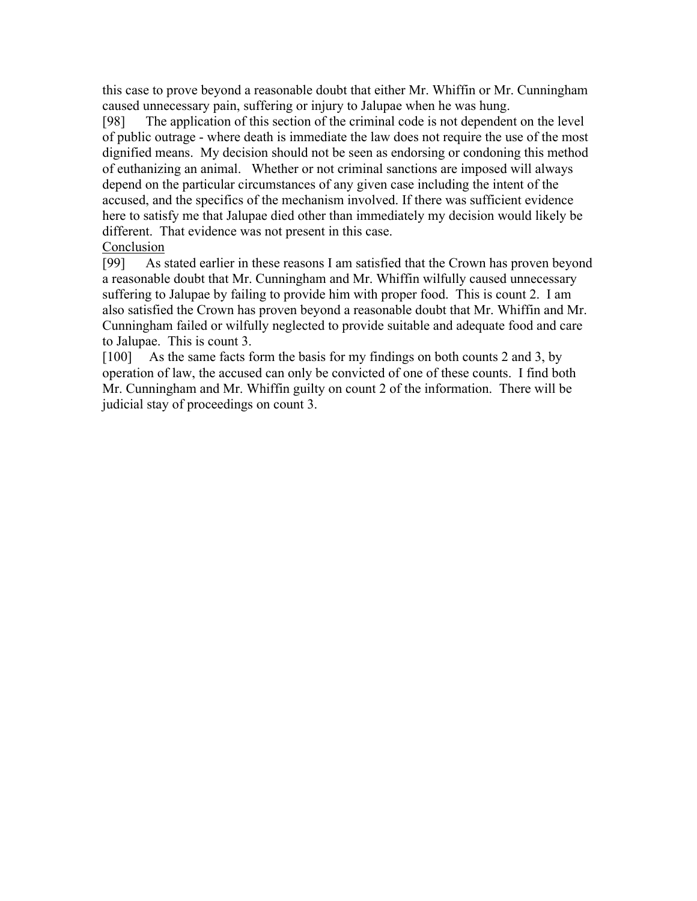this case to prove beyond a reasonable doubt that either Mr. Whiffin or Mr. Cunningham caused unnecessary pain, suffering or injury to Jalupae when he was hung.

[98] The application of this section of the criminal code is not dependent on the level of public outrage - where death is immediate the law does not require the use of the most dignified means. My decision should not be seen as endorsing or condoning this method of euthanizing an animal. Whether or not criminal sanctions are imposed will always depend on the particular circumstances of any given case including the intent of the accused, and the specifics of the mechanism involved. If there was sufficient evidence here to satisfy me that Jalupae died other than immediately my decision would likely be different. That evidence was not present in this case.

Conclusion

[99] As stated earlier in these reasons I am satisfied that the Crown has proven beyond a reasonable doubt that Mr. Cunningham and Mr. Whiffin wilfully caused unnecessary suffering to Jalupae by failing to provide him with proper food. This is count 2. I am also satisfied the Crown has proven beyond a reasonable doubt that Mr. Whiffin and Mr. Cunningham failed or wilfully neglected to provide suitable and adequate food and care to Jalupae. This is count 3.

[100] As the same facts form the basis for my findings on both counts 2 and 3, by operation of law, the accused can only be convicted of one of these counts. I find both Mr. Cunningham and Mr. Whiffin guilty on count 2 of the information. There will be judicial stay of proceedings on count 3.